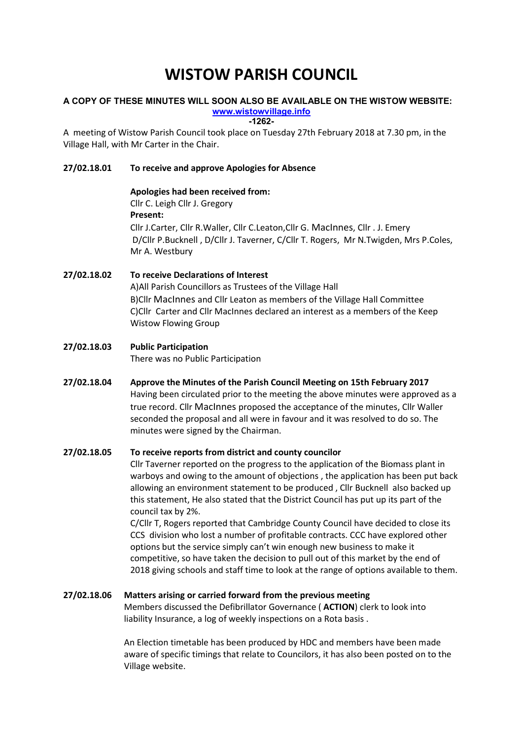# WISTOW PARISH COUNCIL

**A COPY OF THESE MINUTES WILL SOON ALSO BE AVAILABLE ON THE WISTOW WEBSITE:**
**www.wistowvillage.info**
**-1262-**

A meeting of Wistow Parish Council took place on Tuesday 27th February 2018 at 7.30 pm, in the Village Hall, with Mr Carter in the Chair.

**27/02.18.01 To receive and approve Apologies for Absence**

**Apologies had been received from:**
Cllr C. Leigh Cllr J. Gregory
**Present:**
Cllr J.Carter, Cllr R.Waller, Cllr C.Leaton,Cllr G. MacInnes, Cllr . J. Emery
D/Cllr P.Bucknell , D/Cllr J. Taverner, C/Cllr T. Rogers, Mr N.Twigden, Mrs P.Coles, Mr A. Westbury

**27/02.18.02 To receive Declarations of Interest**

A)All Parish Councillors as Trustees of the Village Hall
B)Cllr MacInnes and Cllr Leaton as members of the Village Hall Committee
C)Cllr Carter and Cllr MacInnes declared an interest as a members of the Keep Wistow Flowing Group

**27/02.18.03 Public Participation**

There was no Public Participation

**27/02.18.04 Approve the Minutes of the Parish Council Meeting on 15th February 2017**

Having been circulated prior to the meeting the above minutes were approved as a true record. Cllr MacInnes proposed the acceptance of the minutes, Cllr Waller seconded the proposal and all were in favour and it was resolved to do so. The minutes were signed by the Chairman.

**27/02.18.05 To receive reports from district and county councilor**

Cllr Taverner reported on the progress to the application of the Biomass plant in warboys and owing to the amount of objections , the application has been put back allowing an environment statement to be produced , Cllr Bucknell also backed up this statement, He also stated that the District Council has put up its part of the council tax by 2%.

C/Cllr T, Rogers reported that Cambridge County Council have decided to close its CCS division who lost a number of profitable contracts. CCC have explored other options but the service simply can't win enough new business to make it competitive, so have taken the decision to pull out of this market by the end of 2018 giving schools and staff time to look at the range of options available to them.

**27/02.18.06 Matters arising or carried forward from the previous meeting**

Members discussed the Defibrillator Governance ( **ACTION**) clerk to look into liability Insurance, a log of weekly inspections on a Rota basis .

An Election timetable has been produced by HDC and members have been made aware of specific timings that relate to Councilors, it has also been posted on to the Village website.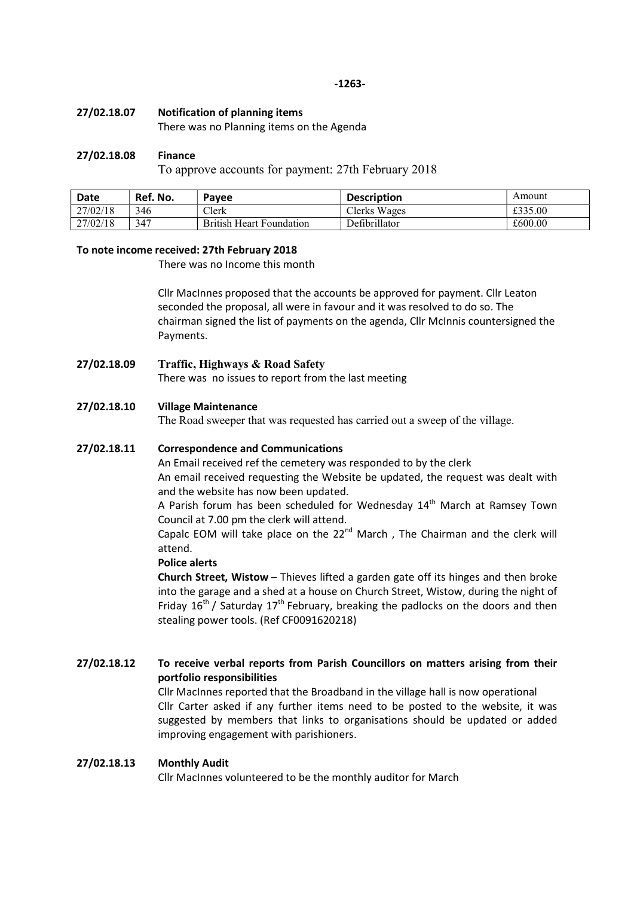## 27/02.18.07 Notification of planning items

There was no Planning items on the Agenda

## 27/02.18.08 Finance

To approve accounts for payment: 27th February 2018

| Date | Ref. No. | Payee | Description | Amount |
|---|---|---|---|---|
| 27/02/18 | 346 | Clerk | Clerks Wages | £335.00 |
| 27/02/18 | 347 | British Heart Foundation | Defibrillator | £600.00 |

**To note income received: 27th February 2018**

There was no Income this month

Cllr MacInnes proposed that the accounts be approved for payment. Cllr Leaton seconded the proposal, all were in favour and it was resolved to do so. The chairman signed the list of payments on the agenda, Cllr McInnis countersigned the Payments.

## 27/02.18.09 Traffic, Highways & Road Safety

There was no issues to report from the last meeting

## 27/02.18.10 Village Maintenance

The Road sweeper that was requested has carried out a sweep of the village.

## 27/02.18.11 Correspondence and Communications

An Email received ref the cemetery was responded to by the clerk

An email received requesting the Website be updated, the request was dealt with and the website has now been updated.

A Parish forum has been scheduled for Wednesday 14th March at Ramsey Town Council at 7.00 pm the clerk will attend.

Capalc EOM will take place on the 22nd March , The Chairman and the clerk will attend.

**Police alerts**

**Church Street, Wistow** – Thieves lifted a garden gate off its hinges and then broke into the garage and a shed at a house on Church Street, Wistow, during the night of Friday 16th / Saturday 17th February, breaking the padlocks on the doors and then stealing power tools. (Ref CF0091620218)

## 27/02.18.12 To receive verbal reports from Parish Councillors on matters arising from their portfolio responsibilities

Cllr MacInnes reported that the Broadband in the village hall is now operational

Cllr Carter asked if any further items need to be posted to the website, it was suggested by members that links to organisations should be updated or added improving engagement with parishioners.

## 27/02.18.13 Monthly Audit

Cllr MacInnes volunteered to be the monthly auditor for March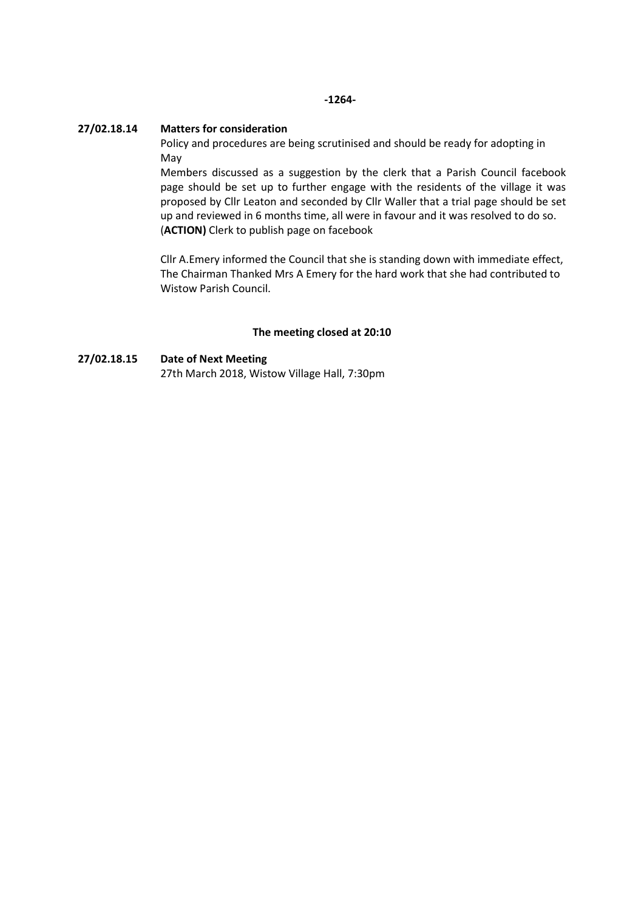**27/02.18.14 Matters for consideration**

Policy and procedures are being scrutinised and should be ready for adopting in May

Members discussed as a suggestion by the clerk that a Parish Council facebook page should be set up to further engage with the residents of the village it was proposed by Cllr Leaton and seconded by Cllr Waller that a trial page should be set up and reviewed in 6 months time, all were in favour and it was resolved to do so. (**ACTION)** Clerk to publish page on facebook

Cllr A.Emery informed the Council that she is standing down with immediate effect, The Chairman Thanked Mrs A Emery for the hard work that she had contributed to Wistow Parish Council.

**The meeting closed at 20:10**

**27/02.18.15 Date of Next Meeting**

27th March 2018, Wistow Village Hall, 7:30pm